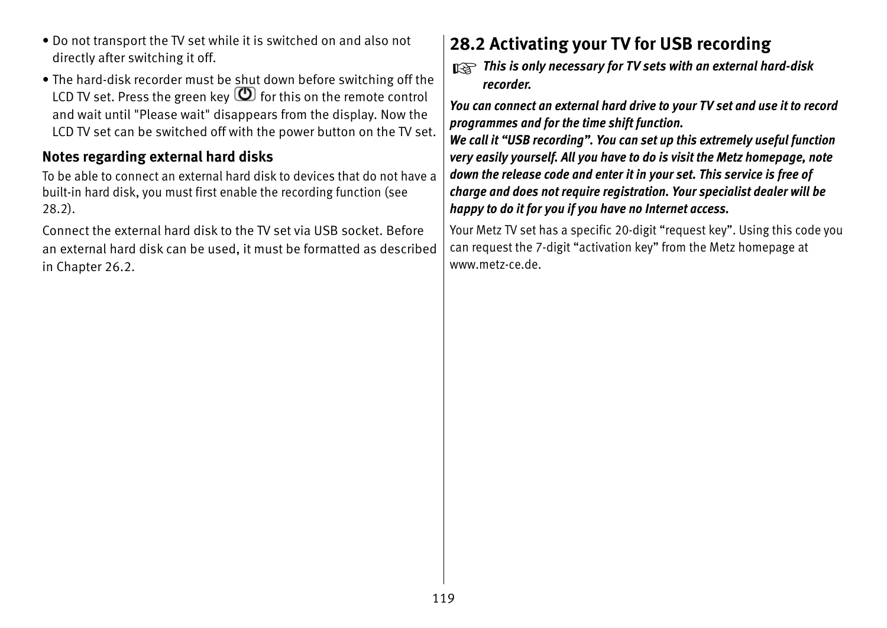- Do not transport the TV set while it is switched on and also not directly after switching it off.
- The hard-disk recorder must be shut down before switching off the LCD TV set. Press the green key ⏻ for this on the remote control and wait until "Please wait" disappears from the display. Now the LCD TV set can be switched off with the power button on the TV set.

### Notes regarding external hard disks

To be able to connect an external hard disk to devices that do not have a built-in hard disk, you must first enable the recording function (see 28.2).

Connect the external hard disk to the TV set via USB socket. Before an external hard disk can be used, it must be formatted as described in Chapter 26.2.

## 28.2 Activating your TV for USB recording

☞ ***This is only necessary for TV sets with an external hard-disk recorder.***

***You can connect an external hard drive to your TV set and use it to record programmes and for the time shift function.***
***We call it “USB recording”. You can set up this extremely useful function very easily yourself. All you have to do is visit the Metz homepage, note down the release code and enter it in your set. This service is free of charge and does not require registration. Your specialist dealer will be happy to do it for you if you have no Internet access.***

Your Metz TV set has a specific 20-digit “request key”. Using this code you can request the 7-digit “activation key” from the Metz homepage at www.metz-ce.de.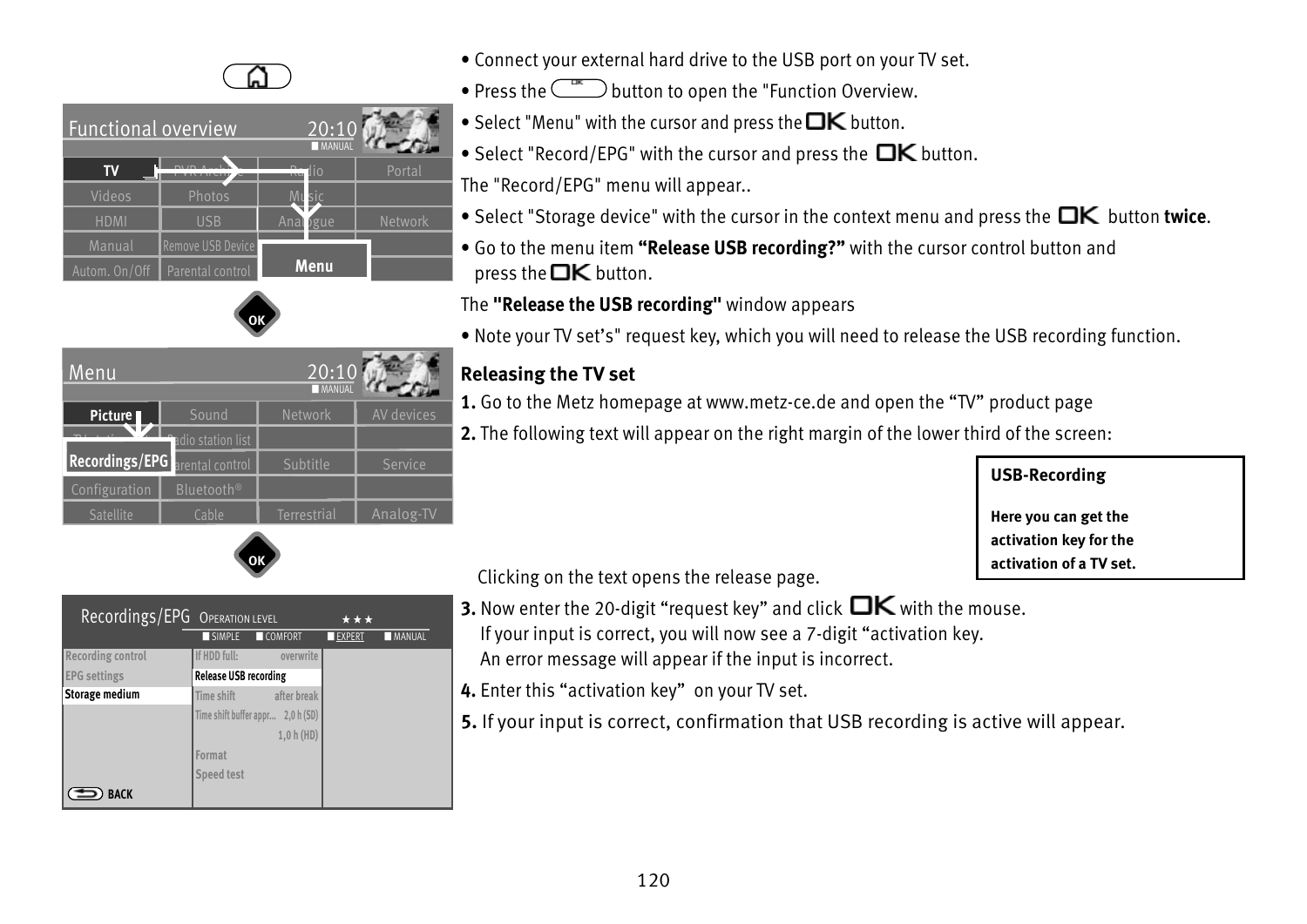- Connect your external hard drive to the USB port on your TV set.
- Press the button to open the "Function Overview.
- Select "Menu" with the cursor and press the OK button.
- Select "Record/EPG" with the cursor and press the OK button.

The "Record/EPG" menu will appear..

- Select "Storage device" with the cursor in the context menu and press the OK button **twice**.
- Go to the menu item **"Release USB recording?"** with the cursor control button and press the OK button.

The **"Release the USB recording"** window appears

- Note your TV set's" request key, which you will need to release the USB recording function.

**Releasing the TV set**

**1.** Go to the Metz homepage at www.metz-ce.de and open the "TV" product page

**2.** The following text will appear on the right margin of the lower third of the screen:

**USB-Recording**

**Here you can get the activation key for the activation of a TV set.**

Clicking on the text opens the release page.

**3.** Now enter the 20-digit "request key" and click OK with the mouse. If your input is correct, you will now see a 7-digit "activation key. An error message will appear if the input is incorrect.

**4.** Enter this "activation key" on your TV set.

**5.** If your input is correct, confirmation that USB recording is active will appear.